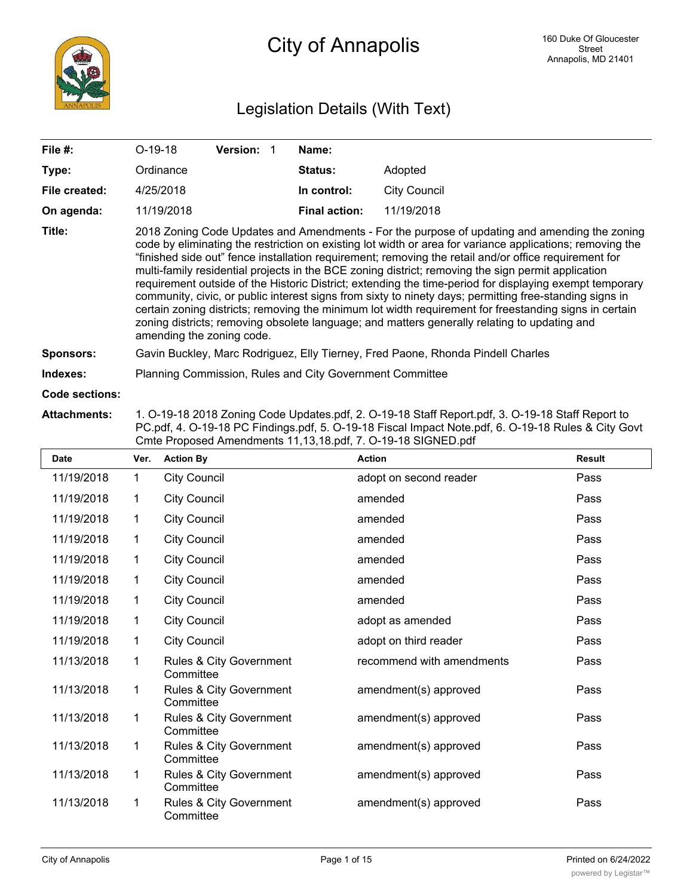# City of Annapolis

160 Duke Of Gloucester Street
Annapolis, MD 21401

## Legislation Details (With Text)

| | | | |
|---|---|---|---|
| **File #:** | O-19-18 **Version:** 1 | **Name:** | |
| **Type:** | Ordinance | **Status:** | Adopted |
| **File created:** | 4/25/2018 | **In control:** | City Council |
| **On agenda:** | 11/19/2018 | **Final action:** | 11/19/2018 |

**Title:** 2018 Zoning Code Updates and Amendments - For the purpose of updating and amending the zoning code by eliminating the restriction on existing lot width or area for variance applications; removing the "finished side out" fence installation requirement; removing the retail and/or office requirement for multi-family residential projects in the BCE zoning district; removing the sign permit application requirement outside of the Historic District; extending the time-period for displaying exempt temporary community, civic, or public interest signs from sixty to ninety days; permitting free-standing signs in certain zoning districts; removing the minimum lot width requirement for freestanding signs in certain zoning districts; removing obsolete language; and matters generally relating to updating and amending the zoning code.

**Sponsors:** Gavin Buckley, Marc Rodriguez, Elly Tierney, Fred Paone, Rhonda Pindell Charles

**Indexes:** Planning Commission, Rules and City Government Committee

**Code sections:**

**Attachments:** 1. O-19-18 2018 Zoning Code Updates.pdf, 2. O-19-18 Staff Report.pdf, 3. O-19-18 Staff Report to PC.pdf, 4. O-19-18 PC Findings.pdf, 5. O-19-18 Fiscal Impact Note.pdf, 6. O-19-18 Rules & City Govt Cmte Proposed Amendments 11,13,18.pdf, 7. O-19-18 SIGNED.pdf

| Date | Ver. | Action By | Action | Result |
|---|---|---|---|---|
| 11/19/2018 | 1 | City Council | adopt on second reader | Pass |
| 11/19/2018 | 1 | City Council | amended | Pass |
| 11/19/2018 | 1 | City Council | amended | Pass |
| 11/19/2018 | 1 | City Council | amended | Pass |
| 11/19/2018 | 1 | City Council | amended | Pass |
| 11/19/2018 | 1 | City Council | amended | Pass |
| 11/19/2018 | 1 | City Council | amended | Pass |
| 11/19/2018 | 1 | City Council | adopt as amended | Pass |
| 11/19/2018 | 1 | City Council | adopt on third reader | Pass |
| 11/13/2018 | 1 | Rules & City Government Committee | recommend with amendments | Pass |
| 11/13/2018 | 1 | Rules & City Government Committee | amendment(s) approved | Pass |
| 11/13/2018 | 1 | Rules & City Government Committee | amendment(s) approved | Pass |
| 11/13/2018 | 1 | Rules & City Government Committee | amendment(s) approved | Pass |
| 11/13/2018 | 1 | Rules & City Government Committee | amendment(s) approved | Pass |
| 11/13/2018 | 1 | Rules & City Government Committee | amendment(s) approved | Pass |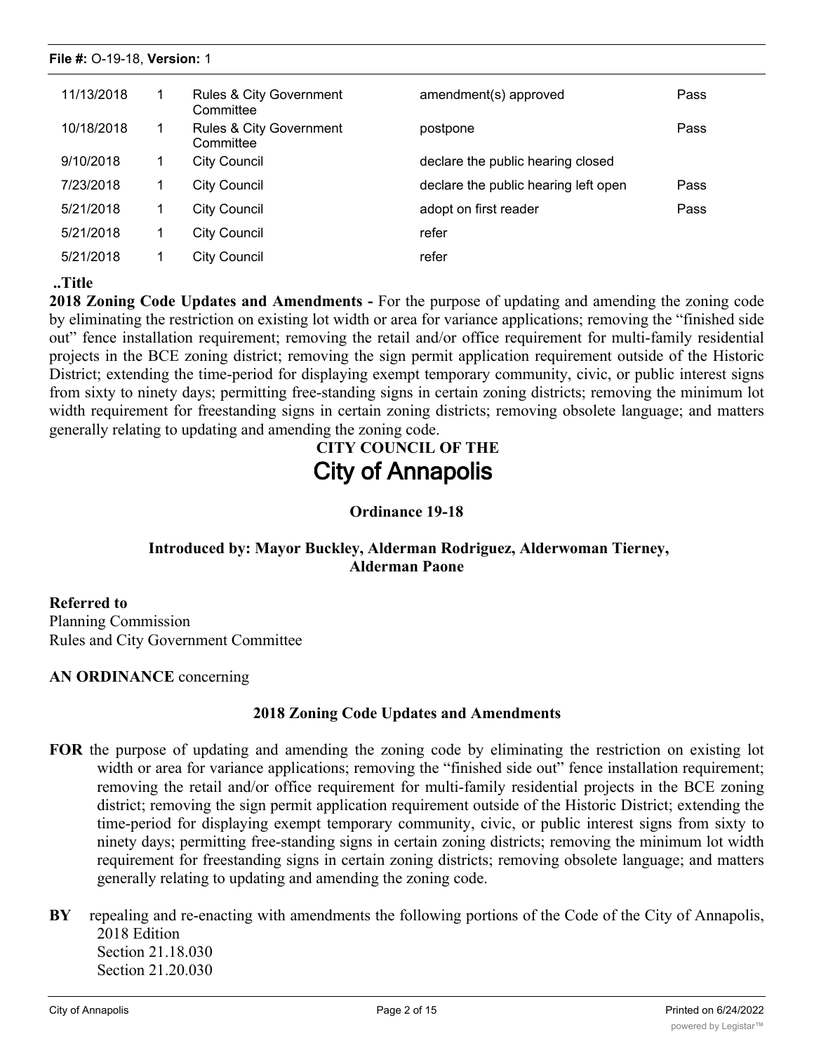| 11/13/2018 | 1 | Rules & City Government Committee | amendment(s) approved | Pass |
|---|---|---|---|---|
| 10/18/2018 | 1 | Rules & City Government Committee | postpone | Pass |
| 9/10/2018 | 1 | City Council | declare the public hearing closed | |
| 7/23/2018 | 1 | City Council | declare the public hearing left open | Pass |
| 5/21/2018 | 1 | City Council | adopt on first reader | Pass |
| 5/21/2018 | 1 | City Council | refer | |
| 5/21/2018 | 1 | City Council | refer | |

**..Title**

**2018 Zoning Code Updates and Amendments -** For the purpose of updating and amending the zoning code by eliminating the restriction on existing lot width or area for variance applications; removing the "finished side out" fence installation requirement; removing the retail and/or office requirement for multi-family residential projects in the BCE zoning district; removing the sign permit application requirement outside of the Historic District; extending the time-period for displaying exempt temporary community, civic, or public interest signs from sixty to ninety days; permitting free-standing signs in certain zoning districts; removing the minimum lot width requirement for freestanding signs in certain zoning districts; removing obsolete language; and matters generally relating to updating and amending the zoning code.

**CITY COUNCIL OF THE**

# City of Annapolis

**Ordinance 19-18**

**Introduced by: Mayor Buckley, Alderman Rodriguez, Alderwoman Tierney, Alderman Paone**

**Referred to**
Planning Commission
Rules and City Government Committee

**AN ORDINANCE** concerning

**2018 Zoning Code Updates and Amendments**

**FOR** the purpose of updating and amending the zoning code by eliminating the restriction on existing lot width or area for variance applications; removing the "finished side out" fence installation requirement; removing the retail and/or office requirement for multi-family residential projects in the BCE zoning district; removing the sign permit application requirement outside of the Historic District; extending the time-period for displaying exempt temporary community, civic, or public interest signs from sixty to ninety days; permitting free-standing signs in certain zoning districts; removing the minimum lot width requirement for freestanding signs in certain zoning districts; removing obsolete language; and matters generally relating to updating and amending the zoning code.

**BY** repealing and re-enacting with amendments the following portions of the Code of the City of Annapolis, 2018 Edition
Section 21.18.030
Section 21.20.030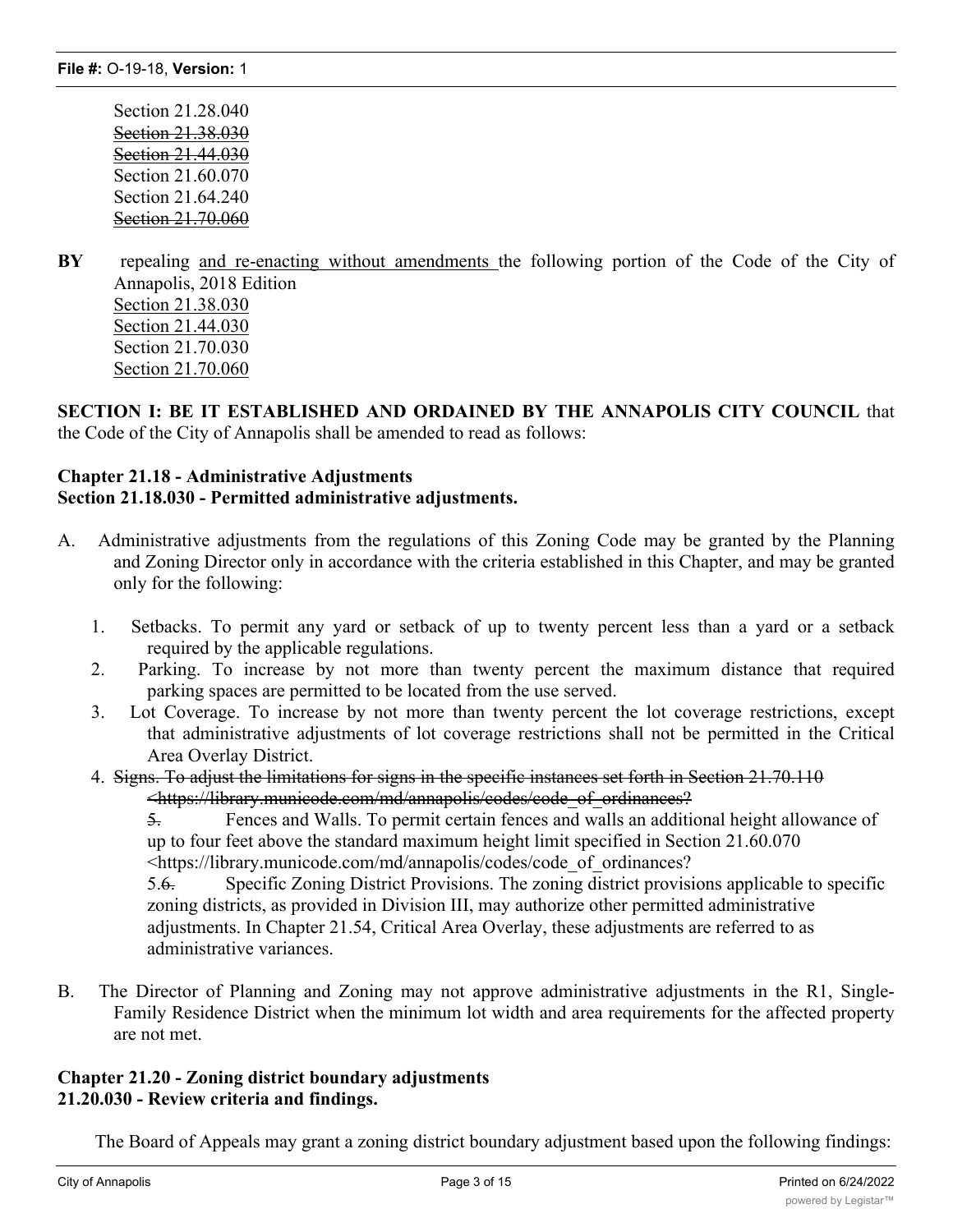Section 21.28.040
~~Section 21.38.030~~
~~Section 21.44.030~~
Section 21.60.070
Section 21.64.240
~~Section 21.70.060~~

**BY** repealing <u>and re-enacting without amendments</u> the following portion of the Code of the City of Annapolis, 2018 Edition
<u>Section 21.38.030</u>
<u>Section 21.44.030</u>
Section 21.70.030
<u>Section 21.70.060</u>

**SECTION I: BE IT ESTABLISHED AND ORDAINED BY THE ANNAPOLIS CITY COUNCIL** that the Code of the City of Annapolis shall be amended to read as follows:

**Chapter 21.18 - Administrative Adjustments**
**Section 21.18.030 - Permitted administrative adjustments.**

A. Administrative adjustments from the regulations of this Zoning Code may be granted by the Planning and Zoning Director only in accordance with the criteria established in this Chapter, and may be granted only for the following:

1. Setbacks. To permit any yard or setback of up to twenty percent less than a yard or a setback required by the applicable regulations.
2. Parking. To increase by not more than twenty percent the maximum distance that required parking spaces are permitted to be located from the use served.
3. Lot Coverage. To increase by not more than twenty percent the lot coverage restrictions, except that administrative adjustments of lot coverage restrictions shall not be permitted in the Critical Area Overlay District.
4. ~~Signs. To adjust the limitations for signs in the specific instances set forth in Section 21.70.110 <https://library.municode.com/md/annapolis/codes/code_of_ordinances?~~
~~5.~~ Fences and Walls. To permit certain fences and walls an additional height allowance of up to four feet above the standard maximum height limit specified in Section 21.60.070 <https://library.municode.com/md/annapolis/codes/code_of_ordinances?
5.~~6.~~ Specific Zoning District Provisions. The zoning district provisions applicable to specific zoning districts, as provided in Division III, may authorize other permitted administrative adjustments. In Chapter 21.54, Critical Area Overlay, these adjustments are referred to as administrative variances.

B. The Director of Planning and Zoning may not approve administrative adjustments in the R1, Single-Family Residence District when the minimum lot width and area requirements for the affected property are not met.

**Chapter 21.20 - Zoning district boundary adjustments**
**21.20.030 - Review criteria and findings.**

The Board of Appeals may grant a zoning district boundary adjustment based upon the following findings: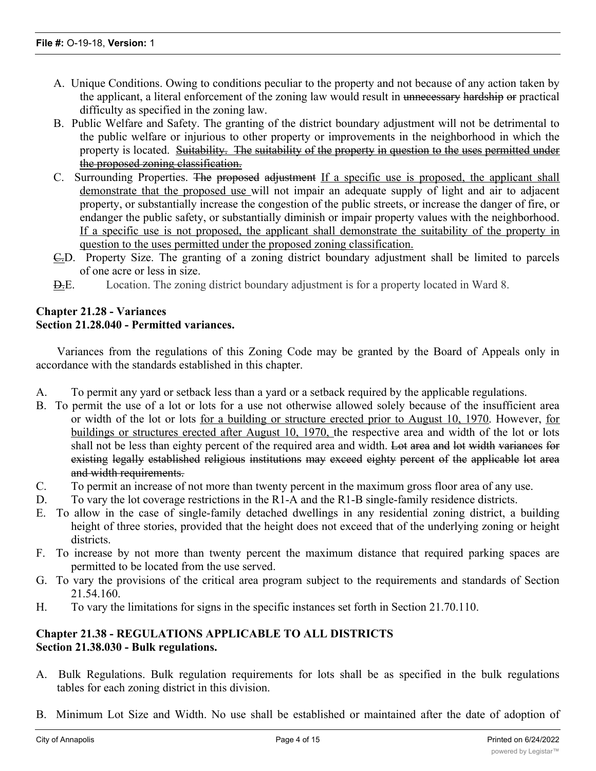A. Unique Conditions. Owing to conditions peculiar to the property and not because of any action taken by the applicant, a literal enforcement of the zoning law would result in ~~unnecessary hardship or~~ practical difficulty as specified in the zoning law.

B. Public Welfare and Safety. The granting of the district boundary adjustment will not be detrimental to the public welfare or injurious to other property or improvements in the neighborhood in which the property is located. ~~Suitability. The suitability of the property in question to the uses permitted under the proposed zoning classification.~~

C. Surrounding Properties. ~~The proposed adjustment~~ <u>If a specific use is proposed, the applicant shall demonstrate that the proposed use</u> will not impair an adequate supply of light and air to adjacent property, or substantially increase the congestion of the public streets, or increase the danger of fire, or endanger the public safety, or substantially diminish or impair property values with the neighborhood. <u>If a specific use is not proposed, the applicant shall demonstrate the suitability of the property in question to the uses permitted under the proposed zoning classification.</u>

~~C.~~D. Property Size. The granting of a zoning district boundary adjustment shall be limited to parcels of one acre or less in size.

~~D.~~E. Location. The zoning district boundary adjustment is for a property located in Ward 8.

**Chapter 21.28 - Variances**
**Section 21.28.040 - Permitted variances.**

Variances from the regulations of this Zoning Code may be granted by the Board of Appeals only in accordance with the standards established in this chapter.

A. To permit any yard or setback less than a yard or a setback required by the applicable regulations.

B. To permit the use of a lot or lots for a use not otherwise allowed solely because of the insufficient area or width of the lot or lots <u>for a building or structure erected prior to August 10, 1970</u>. However, <u>for buildings or structures erected after August 10, 1970,</u> the respective area and width of the lot or lots shall not be less than eighty percent of the required area and width. ~~Lot area and lot width variances for existing legally established religious institutions may exceed eighty percent of the applicable lot area and width requirements.~~

C. To permit an increase of not more than twenty percent in the maximum gross floor area of any use.

D. To vary the lot coverage restrictions in the R1-A and the R1-B single-family residence districts.

E. To allow in the case of single-family detached dwellings in any residential zoning district, a building height of three stories, provided that the height does not exceed that of the underlying zoning or height districts.

F. To increase by not more than twenty percent the maximum distance that required parking spaces are permitted to be located from the use served.

G. To vary the provisions of the critical area program subject to the requirements and standards of Section 21.54.160.

H. To vary the limitations for signs in the specific instances set forth in Section 21.70.110.

**Chapter 21.38 - REGULATIONS APPLICABLE TO ALL DISTRICTS**
**Section 21.38.030 - Bulk regulations.**

A. Bulk Regulations. Bulk regulation requirements for lots shall be as specified in the bulk regulations tables for each zoning district in this division.

B. Minimum Lot Size and Width. No use shall be established or maintained after the date of adoption of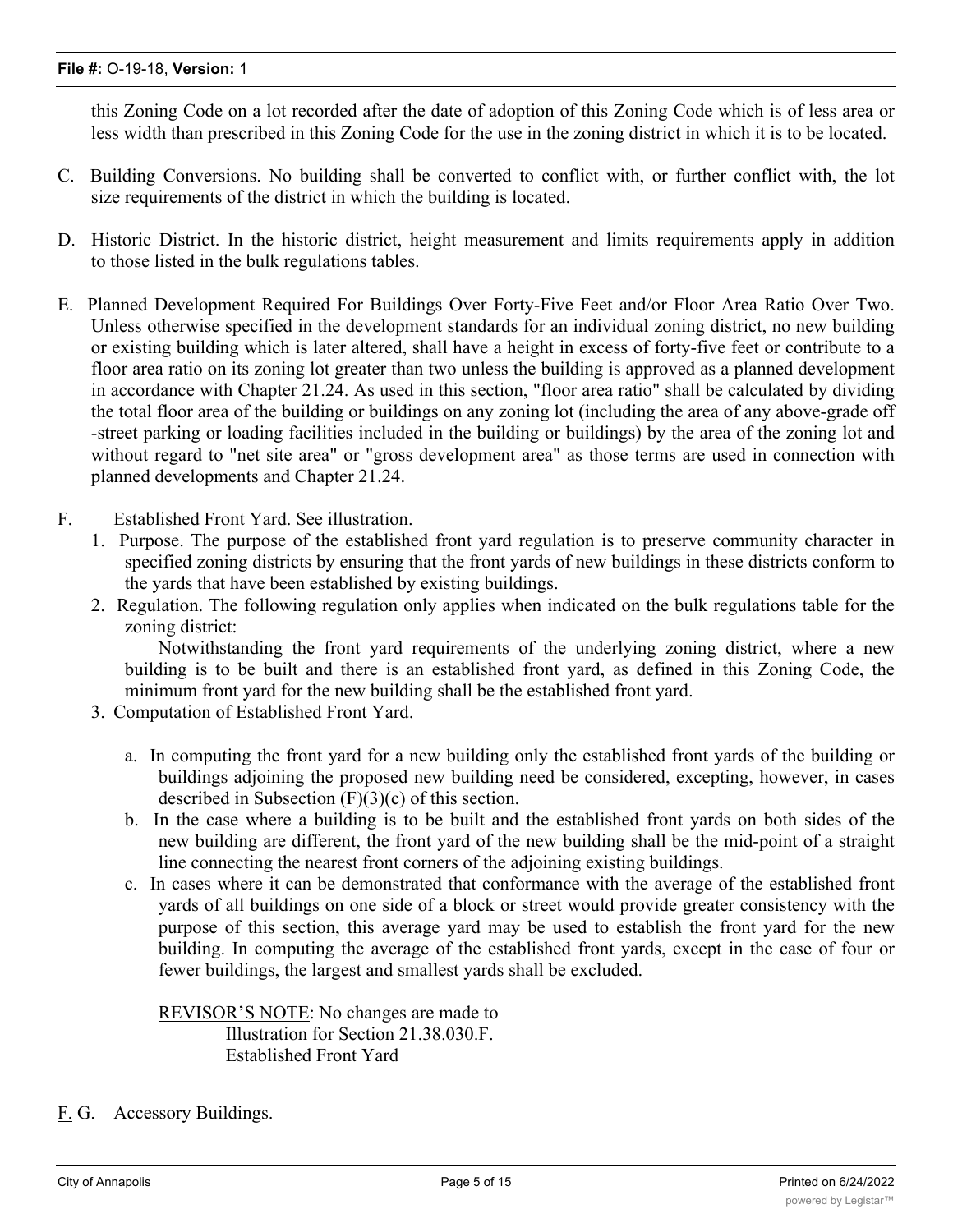this Zoning Code on a lot recorded after the date of adoption of this Zoning Code which is of less area or less width than prescribed in this Zoning Code for the use in the zoning district in which it is to be located.

C. Building Conversions. No building shall be converted to conflict with, or further conflict with, the lot size requirements of the district in which the building is located.

D. Historic District. In the historic district, height measurement and limits requirements apply in addition to those listed in the bulk regulations tables.

E. Planned Development Required For Buildings Over Forty-Five Feet and/or Floor Area Ratio Over Two. Unless otherwise specified in the development standards for an individual zoning district, no new building or existing building which is later altered, shall have a height in excess of forty-five feet or contribute to a floor area ratio on its zoning lot greater than two unless the building is approved as a planned development in accordance with Chapter 21.24. As used in this section, "floor area ratio" shall be calculated by dividing the total floor area of the building or buildings on any zoning lot (including the area of any above-grade off-street parking or loading facilities included in the building or buildings) by the area of the zoning lot and without regard to "net site area" or "gross development area" as those terms are used in connection with planned developments and Chapter 21.24.

F. Established Front Yard. See illustration.

1. Purpose. The purpose of the established front yard regulation is to preserve community character in specified zoning districts by ensuring that the front yards of new buildings in these districts conform to the yards that have been established by existing buildings.

2. Regulation. The following regulation only applies when indicated on the bulk regulations table for the zoning district:

   Notwithstanding the front yard requirements of the underlying zoning district, where a new building is to be built and there is an established front yard, as defined in this Zoning Code, the minimum front yard for the new building shall be the established front yard.

3. Computation of Established Front Yard.

   a. In computing the front yard for a new building only the established front yards of the building or buildings adjoining the proposed new building need be considered, excepting, however, in cases described in Subsection (F)(3)(c) of this section.

   b. In the case where a building is to be built and the established front yards on both sides of the new building are different, the front yard of the new building shall be the mid-point of a straight line connecting the nearest front corners of the adjoining existing buildings.

   c. In cases where it can be demonstrated that conformance with the average of the established front yards of all buildings on one side of a block or street would provide greater consistency with the purpose of this section, this average yard may be used to establish the front yard for the new building. In computing the average of the established front yards, except in the case of four or fewer buildings, the largest and smallest yards shall be excluded.

   REVISOR'S NOTE: No changes are made to Illustration for Section 21.38.030.F. Established Front Yard

~~F.~~ G. Accessory Buildings.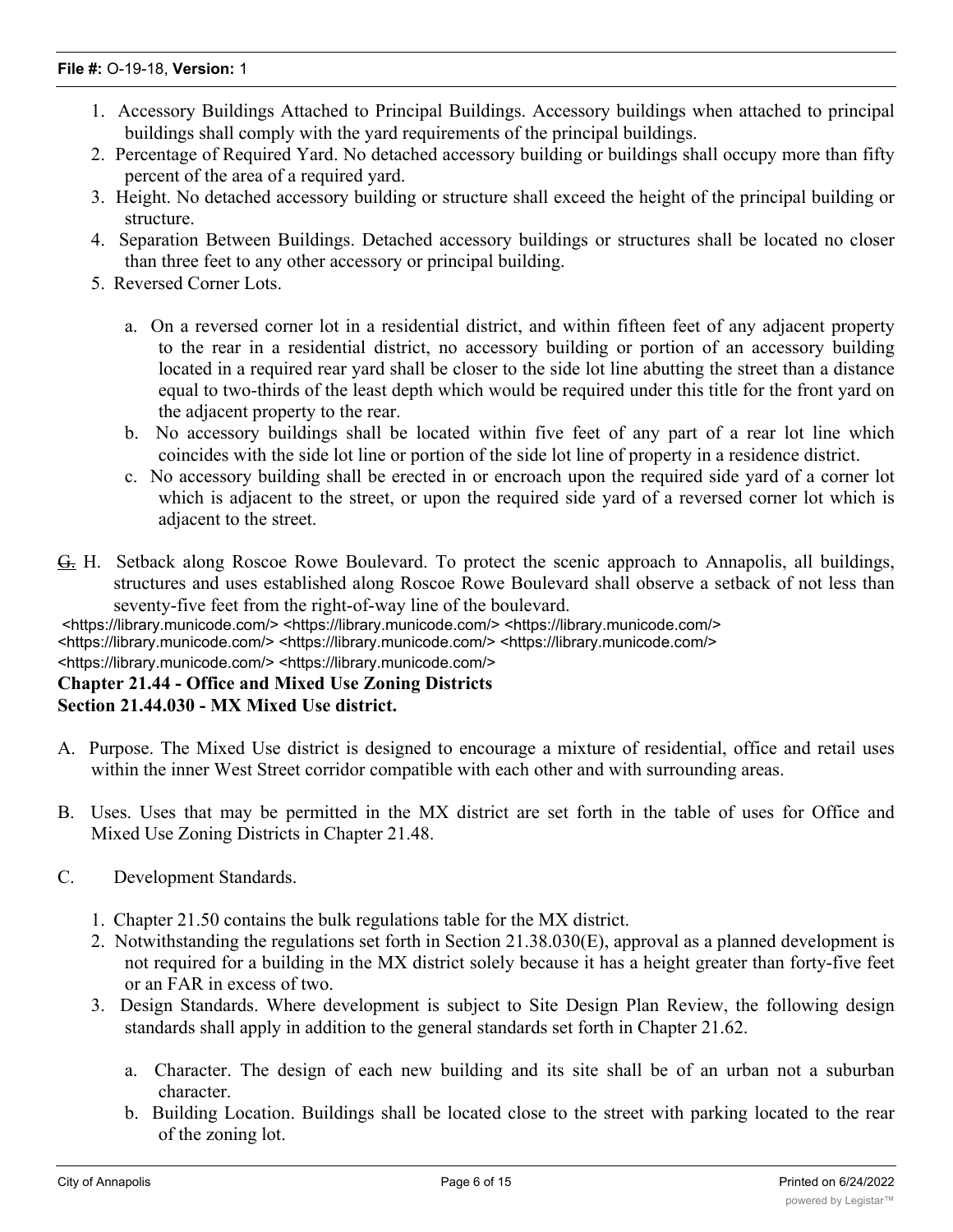1. Accessory Buildings Attached to Principal Buildings. Accessory buildings when attached to principal buildings shall comply with the yard requirements of the principal buildings.
2. Percentage of Required Yard. No detached accessory building or buildings shall occupy more than fifty percent of the area of a required yard.
3. Height. No detached accessory building or structure shall exceed the height of the principal building or structure.
4. Separation Between Buildings. Detached accessory buildings or structures shall be located no closer than three feet to any other accessory or principal building.
5. Reversed Corner Lots.

   a. On a reversed corner lot in a residential district, and within fifteen feet of any adjacent property to the rear in a residential district, no accessory building or portion of an accessory building located in a required rear yard shall be closer to the side lot line abutting the street than a distance equal to two-thirds of the least depth which would be required under this title for the front yard on the adjacent property to the rear.
   b. No accessory buildings shall be located within five feet of any part of a rear lot line which coincides with the side lot line or portion of the side lot line of property in a residence district.
   c. No accessory building shall be erected in or encroach upon the required side yard of a corner lot which is adjacent to the street, or upon the required side yard of a reversed corner lot which is adjacent to the street.

~~G.~~ H. Setback along Roscoe Rowe Boulevard. To protect the scenic approach to Annapolis, all buildings, structures and uses established along Roscoe Rowe Boulevard shall observe a setback of not less than seventy-five feet from the right-of-way line of the boulevard.

<https://library.municode.com/> <https://library.municode.com/> <https://library.municode.com/> <https://library.municode.com/> <https://library.municode.com/> <https://library.municode.com/> <https://library.municode.com/> <https://library.municode.com/>

**Chapter 21.44 - Office and Mixed Use Zoning Districts**
**Section 21.44.030 - MX Mixed Use district.**

A. Purpose. The Mixed Use district is designed to encourage a mixture of residential, office and retail uses within the inner West Street corridor compatible with each other and with surrounding areas.

B. Uses. Uses that may be permitted in the MX district are set forth in the table of uses for Office and Mixed Use Zoning Districts in Chapter 21.48.

C. Development Standards.

1. Chapter 21.50 contains the bulk regulations table for the MX district.
2. Notwithstanding the regulations set forth in Section 21.38.030(E), approval as a planned development is not required for a building in the MX district solely because it has a height greater than forty-five feet or an FAR in excess of two.
3. Design Standards. Where development is subject to Site Design Plan Review, the following design standards shall apply in addition to the general standards set forth in Chapter 21.62.

   a. Character. The design of each new building and its site shall be of an urban not a suburban character.
   b. Building Location. Buildings shall be located close to the street with parking located to the rear of the zoning lot.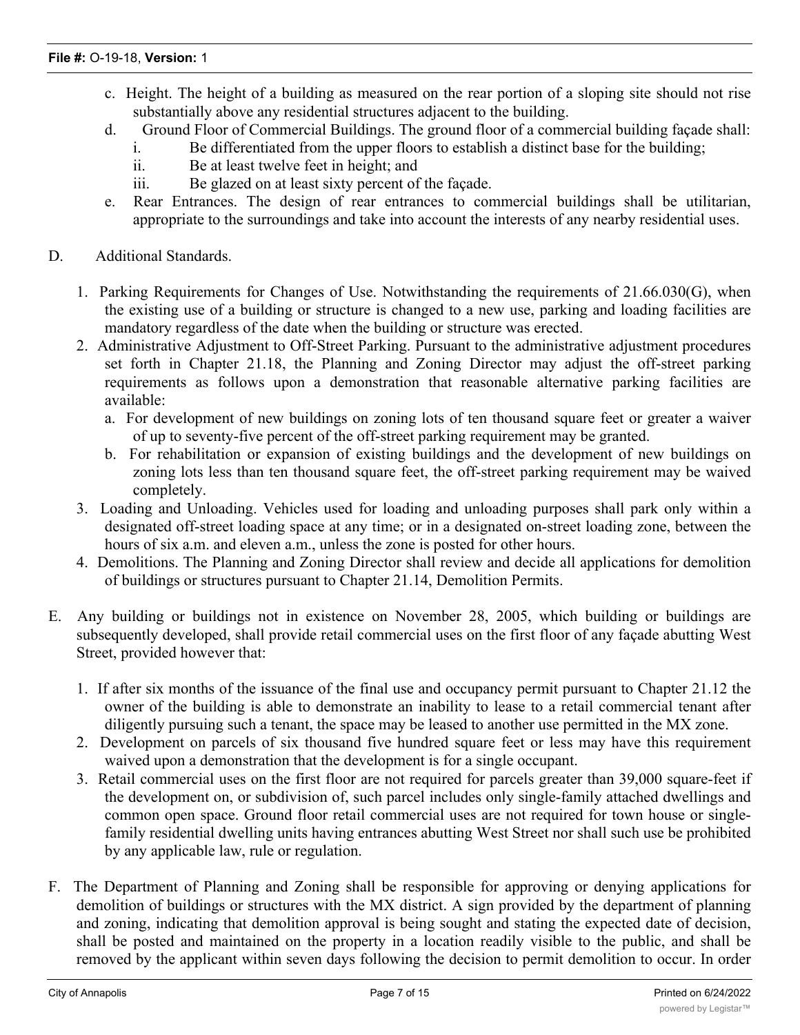c. Height. The height of a building as measured on the rear portion of a sloping site should not rise substantially above any residential structures adjacent to the building.

d. Ground Floor of Commercial Buildings. The ground floor of a commercial building façade shall:

   i. Be differentiated from the upper floors to establish a distinct base for the building;

   ii. Be at least twelve feet in height; and

   iii. Be glazed on at least sixty percent of the façade.

e. Rear Entrances. The design of rear entrances to commercial buildings shall be utilitarian, appropriate to the surroundings and take into account the interests of any nearby residential uses.

D. Additional Standards.

1. Parking Requirements for Changes of Use. Notwithstanding the requirements of 21.66.030(G), when the existing use of a building or structure is changed to a new use, parking and loading facilities are mandatory regardless of the date when the building or structure was erected.

2. Administrative Adjustment to Off-Street Parking. Pursuant to the administrative adjustment procedures set forth in Chapter 21.18, the Planning and Zoning Director may adjust the off-street parking requirements as follows upon a demonstration that reasonable alternative parking facilities are available:

   a. For development of new buildings on zoning lots of ten thousand square feet or greater a waiver of up to seventy-five percent of the off-street parking requirement may be granted.

   b. For rehabilitation or expansion of existing buildings and the development of new buildings on zoning lots less than ten thousand square feet, the off-street parking requirement may be waived completely.

3. Loading and Unloading. Vehicles used for loading and unloading purposes shall park only within a designated off-street loading space at any time; or in a designated on-street loading zone, between the hours of six a.m. and eleven a.m., unless the zone is posted for other hours.

4. Demolitions. The Planning and Zoning Director shall review and decide all applications for demolition of buildings or structures pursuant to Chapter 21.14, Demolition Permits.

E. Any building or buildings not in existence on November 28, 2005, which building or buildings are subsequently developed, shall provide retail commercial uses on the first floor of any façade abutting West Street, provided however that:

1. If after six months of the issuance of the final use and occupancy permit pursuant to Chapter 21.12 the owner of the building is able to demonstrate an inability to lease to a retail commercial tenant after diligently pursuing such a tenant, the space may be leased to another use permitted in the MX zone.

2. Development on parcels of six thousand five hundred square feet or less may have this requirement waived upon a demonstration that the development is for a single occupant.

3. Retail commercial uses on the first floor are not required for parcels greater than 39,000 square-feet if the development on, or subdivision of, such parcel includes only single-family attached dwellings and common open space. Ground floor retail commercial uses are not required for town house or single-family residential dwelling units having entrances abutting West Street nor shall such use be prohibited by any applicable law, rule or regulation.

F. The Department of Planning and Zoning shall be responsible for approving or denying applications for demolition of buildings or structures with the MX district. A sign provided by the department of planning and zoning, indicating that demolition approval is being sought and stating the expected date of decision, shall be posted and maintained on the property in a location readily visible to the public, and shall be removed by the applicant within seven days following the decision to permit demolition to occur. In order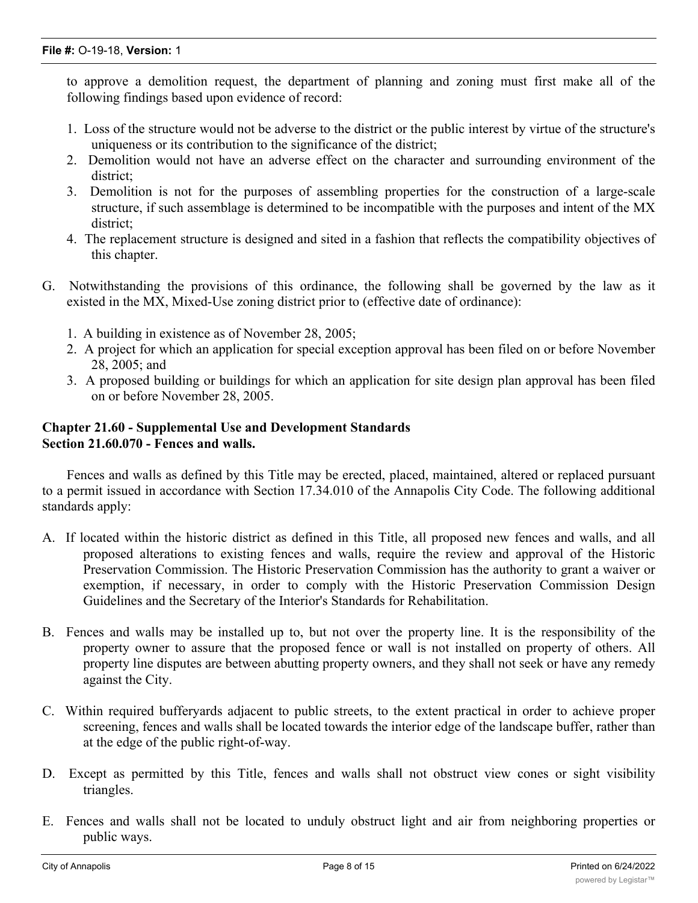to approve a demolition request, the department of planning and zoning must first make all of the following findings based upon evidence of record:

1. Loss of the structure would not be adverse to the district or the public interest by virtue of the structure's uniqueness or its contribution to the significance of the district;
2. Demolition would not have an adverse effect on the character and surrounding environment of the district;
3. Demolition is not for the purposes of assembling properties for the construction of a large-scale structure, if such assemblage is determined to be incompatible with the purposes and intent of the MX district;
4. The replacement structure is designed and sited in a fashion that reflects the compatibility objectives of this chapter.

G. Notwithstanding the provisions of this ordinance, the following shall be governed by the law as it existed in the MX, Mixed-Use zoning district prior to (effective date of ordinance):

1. A building in existence as of November 28, 2005;
2. A project for which an application for special exception approval has been filed on or before November 28, 2005; and
3. A proposed building or buildings for which an application for site design plan approval has been filed on or before November 28, 2005.

**Chapter 21.60 - Supplemental Use and Development Standards**
**Section 21.60.070 - Fences and walls.**

Fences and walls as defined by this Title may be erected, placed, maintained, altered or replaced pursuant to a permit issued in accordance with Section 17.34.010 of the Annapolis City Code. The following additional standards apply:

A. If located within the historic district as defined in this Title, all proposed new fences and walls, and all proposed alterations to existing fences and walls, require the review and approval of the Historic Preservation Commission. The Historic Preservation Commission has the authority to grant a waiver or exemption, if necessary, in order to comply with the Historic Preservation Commission Design Guidelines and the Secretary of the Interior's Standards for Rehabilitation.

B. Fences and walls may be installed up to, but not over the property line. It is the responsibility of the property owner to assure that the proposed fence or wall is not installed on property of others. All property line disputes are between abutting property owners, and they shall not seek or have any remedy against the City.

C. Within required bufferyards adjacent to public streets, to the extent practical in order to achieve proper screening, fences and walls shall be located towards the interior edge of the landscape buffer, rather than at the edge of the public right-of-way.

D. Except as permitted by this Title, fences and walls shall not obstruct view cones or sight visibility triangles.

E. Fences and walls shall not be located to unduly obstruct light and air from neighboring properties or public ways.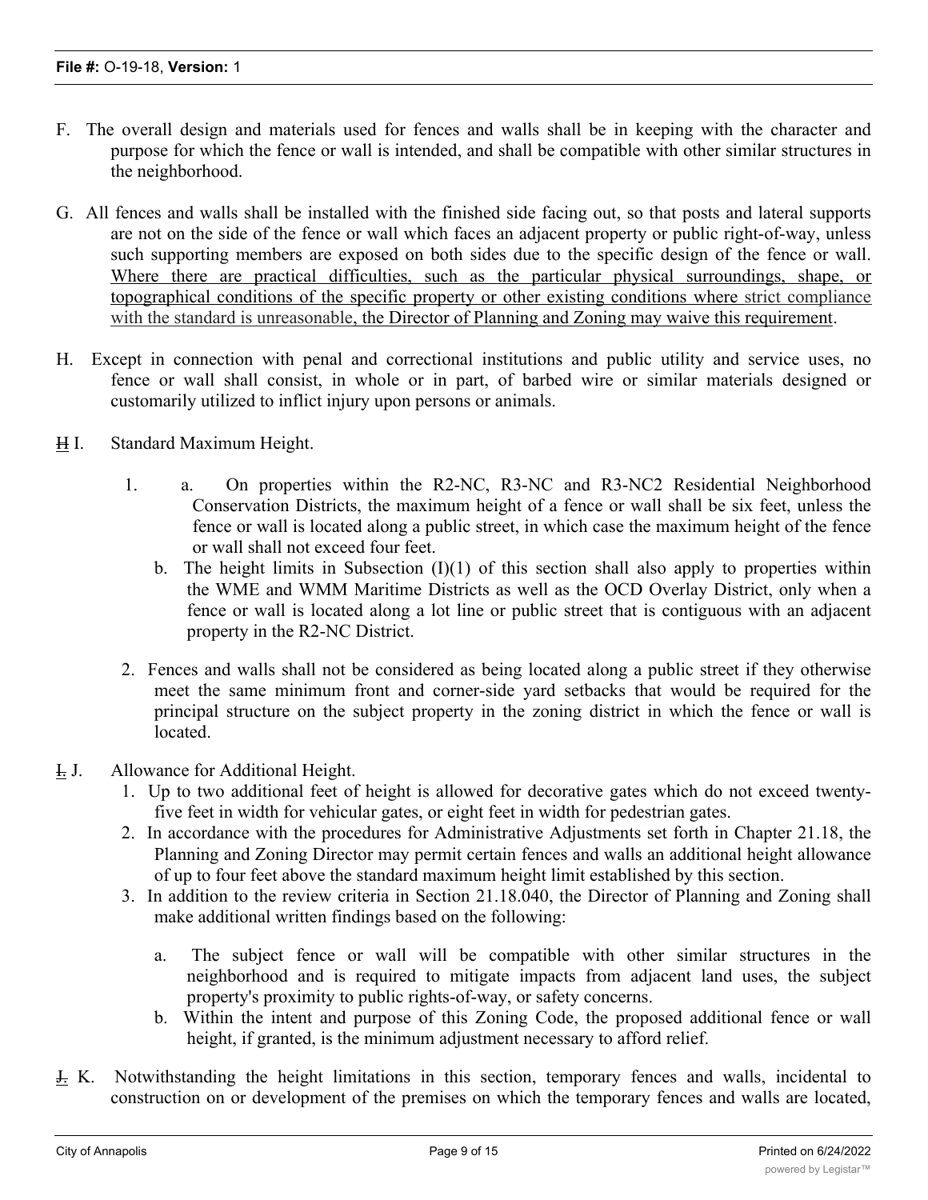F. The overall design and materials used for fences and walls shall be in keeping with the character and purpose for which the fence or wall is intended, and shall be compatible with other similar structures in the neighborhood.

G. All fences and walls shall be installed with the finished side facing out, so that posts and lateral supports are not on the side of the fence or wall which faces an adjacent property or public right-of-way, unless such supporting members are exposed on both sides due to the specific design of the fence or wall. <u>Where there are practical difficulties, such as the particular physical surroundings, shape, or topographical conditions of the specific property or other existing conditions where strict compliance with the standard is unreasonable, the Director of Planning and Zoning may waive this requirement</u>.

H. Except in connection with penal and correctional institutions and public utility and service uses, no fence or wall shall consist, in whole or in part, of barbed wire or similar materials designed or customarily utilized to inflict injury upon persons or animals.

~~H~~ I. Standard Maximum Height.

1. a. On properties within the R2-NC, R3-NC and R3-NC2 Residential Neighborhood Conservation Districts, the maximum height of a fence or wall shall be six feet, unless the fence or wall is located along a public street, in which case the maximum height of the fence or wall shall not exceed four feet.

   b. The height limits in Subsection (I)(1) of this section shall also apply to properties within the WME and WMM Maritime Districts as well as the OCD Overlay District, only when a fence or wall is located along a lot line or public street that is contiguous with an adjacent property in the R2-NC District.

2. Fences and walls shall not be considered as being located along a public street if they otherwise meet the same minimum front and corner-side yard setbacks that would be required for the principal structure on the subject property in the zoning district in which the fence or wall is located.

~~I.~~ J. Allowance for Additional Height.

1. Up to two additional feet of height is allowed for decorative gates which do not exceed twenty-five feet in width for vehicular gates, or eight feet in width for pedestrian gates.
2. In accordance with the procedures for Administrative Adjustments set forth in Chapter 21.18, the Planning and Zoning Director may permit certain fences and walls an additional height allowance of up to four feet above the standard maximum height limit established by this section.
3. In addition to the review criteria in Section 21.18.040, the Director of Planning and Zoning shall make additional written findings based on the following:

   a. The subject fence or wall will be compatible with other similar structures in the neighborhood and is required to mitigate impacts from adjacent land uses, the subject property's proximity to public rights-of-way, or safety concerns.

   b. Within the intent and purpose of this Zoning Code, the proposed additional fence or wall height, if granted, is the minimum adjustment necessary to afford relief.

~~J.~~ K. Notwithstanding the height limitations in this section, temporary fences and walls, incidental to construction on or development of the premises on which the temporary fences and walls are located,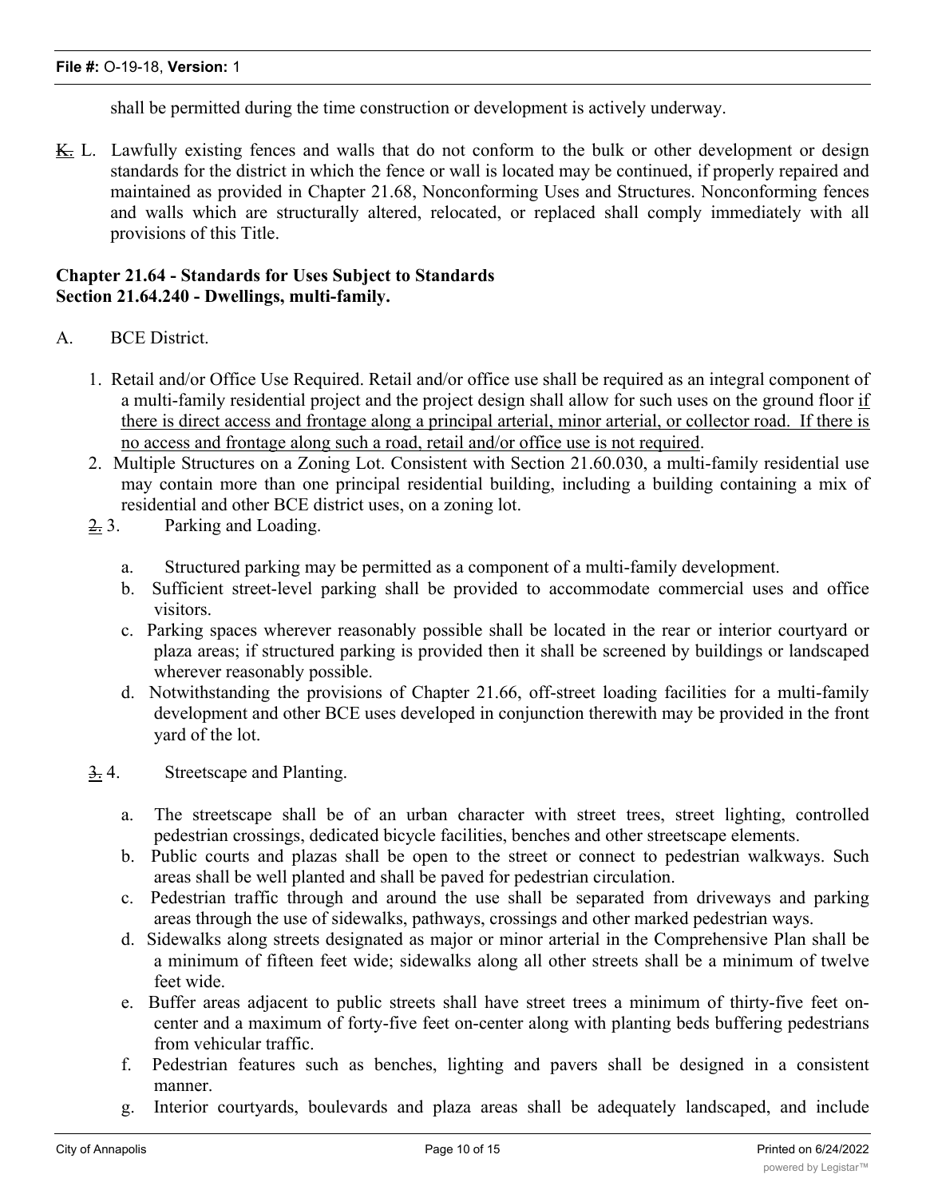shall be permitted during the time construction or development is actively underway.

~~K.~~ L. Lawfully existing fences and walls that do not conform to the bulk or other development or design standards for the district in which the fence or wall is located may be continued, if properly repaired and maintained as provided in Chapter 21.68, Nonconforming Uses and Structures. Nonconforming fences and walls which are structurally altered, relocated, or replaced shall comply immediately with all provisions of this Title.

**Chapter 21.64 - Standards for Uses Subject to Standards**
**Section 21.64.240 - Dwellings, multi-family.**

A. BCE District.

1. Retail and/or Office Use Required. Retail and/or office use shall be required as an integral component of a multi-family residential project and the project design shall allow for such uses on the ground floor <u>if there is direct access and frontage along a principal arterial, minor arterial, or collector road. If there is no access and frontage along such a road, retail and/or office use is not required</u>.
2. Multiple Structures on a Zoning Lot. Consistent with Section 21.60.030, a multi-family residential use may contain more than one principal residential building, including a building containing a mix of residential and other BCE district uses, on a zoning lot.

~~2.~~ 3. Parking and Loading.

a. Structured parking may be permitted as a component of a multi-family development.
b. Sufficient street-level parking shall be provided to accommodate commercial uses and office visitors.
c. Parking spaces wherever reasonably possible shall be located in the rear or interior courtyard or plaza areas; if structured parking is provided then it shall be screened by buildings or landscaped wherever reasonably possible.
d. Notwithstanding the provisions of Chapter 21.66, off-street loading facilities for a multi-family development and other BCE uses developed in conjunction therewith may be provided in the front yard of the lot.

~~3.~~ 4. Streetscape and Planting.

a. The streetscape shall be of an urban character with street trees, street lighting, controlled pedestrian crossings, dedicated bicycle facilities, benches and other streetscape elements.
b. Public courts and plazas shall be open to the street or connect to pedestrian walkways. Such areas shall be well planted and shall be paved for pedestrian circulation.
c. Pedestrian traffic through and around the use shall be separated from driveways and parking areas through the use of sidewalks, pathways, crossings and other marked pedestrian ways.
d. Sidewalks along streets designated as major or minor arterial in the Comprehensive Plan shall be a minimum of fifteen feet wide; sidewalks along all other streets shall be a minimum of twelve feet wide.
e. Buffer areas adjacent to public streets shall have street trees a minimum of thirty-five feet on-center and a maximum of forty-five feet on-center along with planting beds buffering pedestrians from vehicular traffic.
f. Pedestrian features such as benches, lighting and pavers shall be designed in a consistent manner.
g. Interior courtyards, boulevards and plaza areas shall be adequately landscaped, and include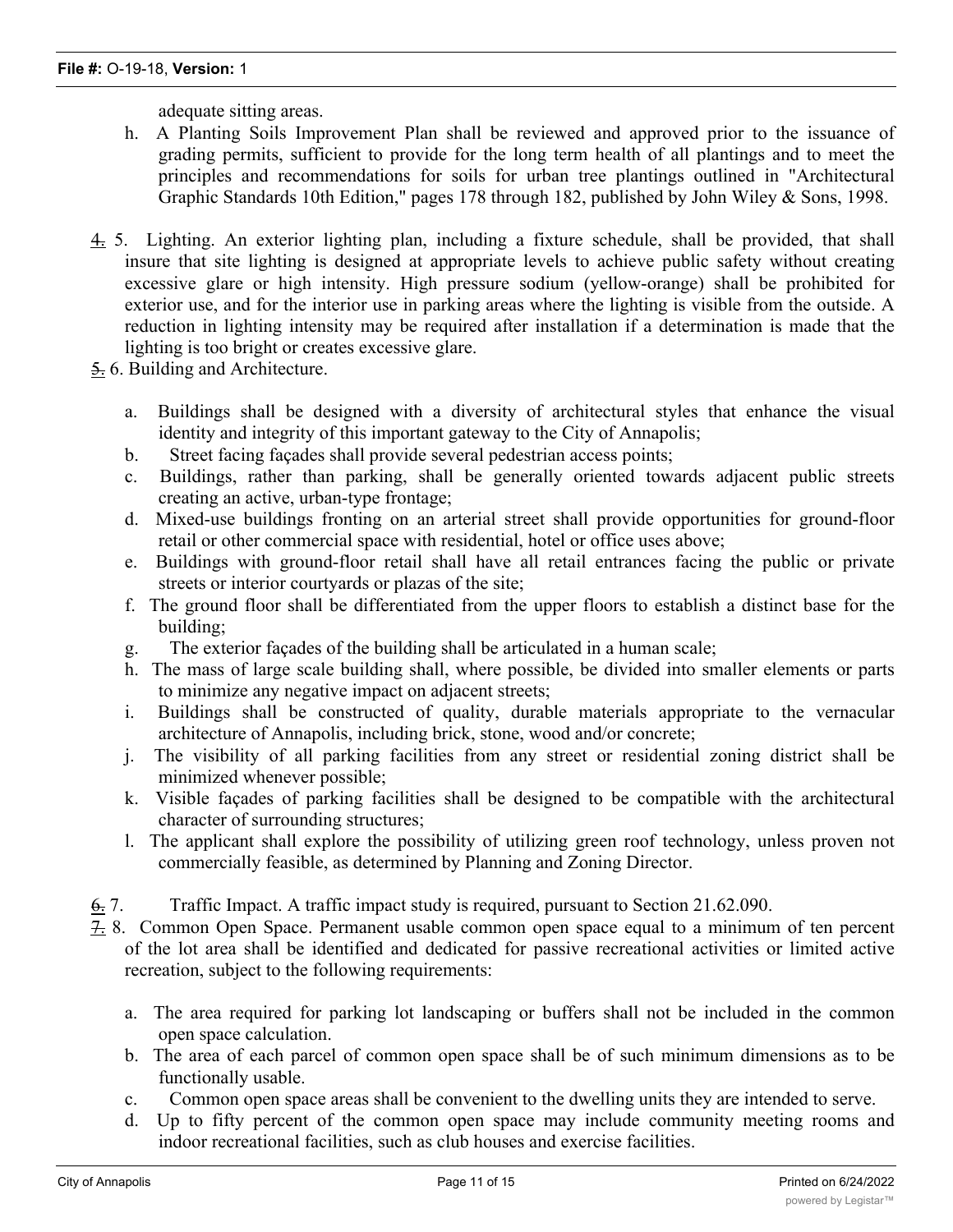adequate sitting areas.

h. A Planting Soils Improvement Plan shall be reviewed and approved prior to the issuance of grading permits, sufficient to provide for the long term health of all plantings and to meet the principles and recommendations for soils for urban tree plantings outlined in "Architectural Graphic Standards 10th Edition," pages 178 through 182, published by John Wiley & Sons, 1998.

~~4.~~ 5. Lighting. An exterior lighting plan, including a fixture schedule, shall be provided, that shall insure that site lighting is designed at appropriate levels to achieve public safety without creating excessive glare or high intensity. High pressure sodium (yellow-orange) shall be prohibited for exterior use, and for the interior use in parking areas where the lighting is visible from the outside. A reduction in lighting intensity may be required after installation if a determination is made that the lighting is too bright or creates excessive glare.

~~5.~~ 6. Building and Architecture.

a. Buildings shall be designed with a diversity of architectural styles that enhance the visual identity and integrity of this important gateway to the City of Annapolis;

b. Street facing façades shall provide several pedestrian access points;

c. Buildings, rather than parking, shall be generally oriented towards adjacent public streets creating an active, urban-type frontage;

d. Mixed-use buildings fronting on an arterial street shall provide opportunities for ground-floor retail or other commercial space with residential, hotel or office uses above;

e. Buildings with ground-floor retail shall have all retail entrances facing the public or private streets or interior courtyards or plazas of the site;

f. The ground floor shall be differentiated from the upper floors to establish a distinct base for the building;

g. The exterior façades of the building shall be articulated in a human scale;

h. The mass of large scale building shall, where possible, be divided into smaller elements or parts to minimize any negative impact on adjacent streets;

i. Buildings shall be constructed of quality, durable materials appropriate to the vernacular architecture of Annapolis, including brick, stone, wood and/or concrete;

j. The visibility of all parking facilities from any street or residential zoning district shall be minimized whenever possible;

k. Visible façades of parking facilities shall be designed to be compatible with the architectural character of surrounding structures;

l. The applicant shall explore the possibility of utilizing green roof technology, unless proven not commercially feasible, as determined by Planning and Zoning Director.

~~6.~~ 7. Traffic Impact. A traffic impact study is required, pursuant to Section 21.62.090.

~~7.~~ 8. Common Open Space. Permanent usable common open space equal to a minimum of ten percent of the lot area shall be identified and dedicated for passive recreational activities or limited active recreation, subject to the following requirements:

a. The area required for parking lot landscaping or buffers shall not be included in the common open space calculation.

b. The area of each parcel of common open space shall be of such minimum dimensions as to be functionally usable.

c. Common open space areas shall be convenient to the dwelling units they are intended to serve.

d. Up to fifty percent of the common open space may include community meeting rooms and indoor recreational facilities, such as club houses and exercise facilities.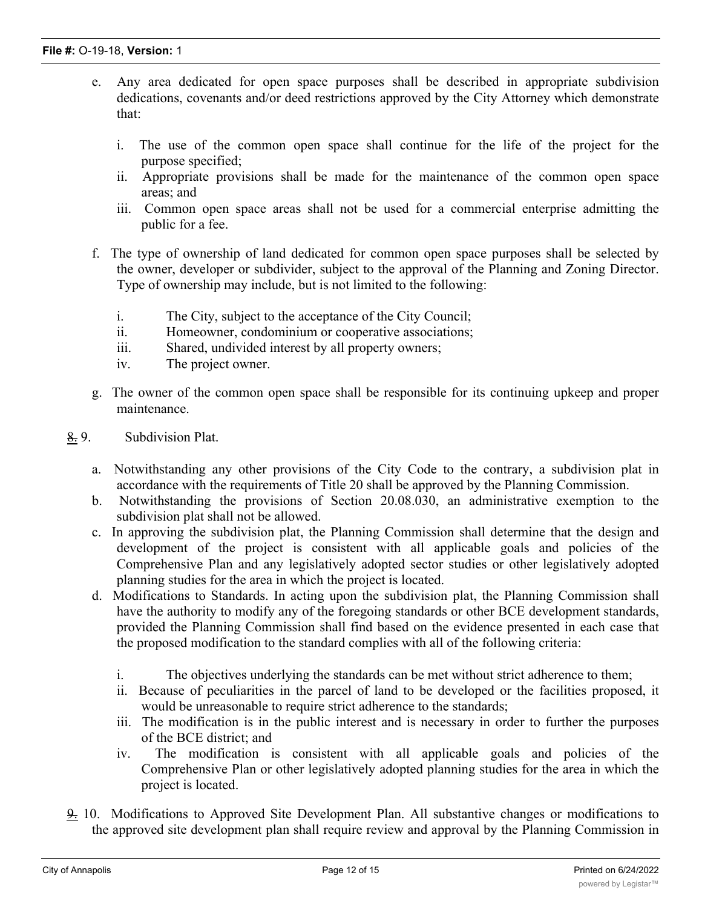e. Any area dedicated for open space purposes shall be described in appropriate subdivision dedications, covenants and/or deed restrictions approved by the City Attorney which demonstrate that:

   i. The use of the common open space shall continue for the life of the project for the purpose specified;
   ii. Appropriate provisions shall be made for the maintenance of the common open space areas; and
   iii. Common open space areas shall not be used for a commercial enterprise admitting the public for a fee.

f. The type of ownership of land dedicated for common open space purposes shall be selected by the owner, developer or subdivider, subject to the approval of the Planning and Zoning Director. Type of ownership may include, but is not limited to the following:

   i. The City, subject to the acceptance of the City Council;
   ii. Homeowner, condominium or cooperative associations;
   iii. Shared, undivided interest by all property owners;
   iv. The project owner.

g. The owner of the common open space shall be responsible for its continuing upkeep and proper maintenance.

~~8.~~ 9. Subdivision Plat.

a. Notwithstanding any other provisions of the City Code to the contrary, a subdivision plat in accordance with the requirements of Title 20 shall be approved by the Planning Commission.
b. Notwithstanding the provisions of Section 20.08.030, an administrative exemption to the subdivision plat shall not be allowed.
c. In approving the subdivision plat, the Planning Commission shall determine that the design and development of the project is consistent with all applicable goals and policies of the Comprehensive Plan and any legislatively adopted sector studies or other legislatively adopted planning studies for the area in which the project is located.
d. Modifications to Standards. In acting upon the subdivision plat, the Planning Commission shall have the authority to modify any of the foregoing standards or other BCE development standards, provided the Planning Commission shall find based on the evidence presented in each case that the proposed modification to the standard complies with all of the following criteria:

   i. The objectives underlying the standards can be met without strict adherence to them;
   ii. Because of peculiarities in the parcel of land to be developed or the facilities proposed, it would be unreasonable to require strict adherence to the standards;
   iii. The modification is in the public interest and is necessary in order to further the purposes of the BCE district; and
   iv. The modification is consistent with all applicable goals and policies of the Comprehensive Plan or other legislatively adopted planning studies for the area in which the project is located.

~~9.~~ 10. Modifications to Approved Site Development Plan. All substantive changes or modifications to the approved site development plan shall require review and approval by the Planning Commission in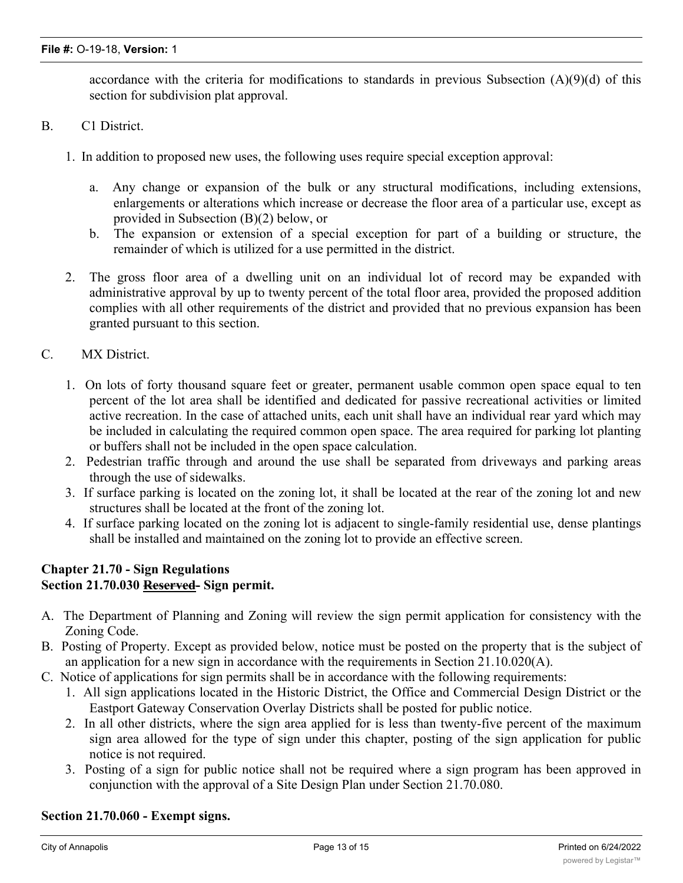accordance with the criteria for modifications to standards in previous Subsection (A)(9)(d) of this section for subdivision plat approval.

B. C1 District.

1. In addition to proposed new uses, the following uses require special exception approval:

   a. Any change or expansion of the bulk or any structural modifications, including extensions, enlargements or alterations which increase or decrease the floor area of a particular use, except as provided in Subsection (B)(2) below, or

   b. The expansion or extension of a special exception for part of a building or structure, the remainder of which is utilized for a use permitted in the district.

2. The gross floor area of a dwelling unit on an individual lot of record may be expanded with administrative approval by up to twenty percent of the total floor area, provided the proposed addition complies with all other requirements of the district and provided that no previous expansion has been granted pursuant to this section.

C. MX District.

1. On lots of forty thousand square feet or greater, permanent usable common open space equal to ten percent of the lot area shall be identified and dedicated for passive recreational activities or limited active recreation. In the case of attached units, each unit shall have an individual rear yard which may be included in calculating the required common open space. The area required for parking lot planting or buffers shall not be included in the open space calculation.
2. Pedestrian traffic through and around the use shall be separated from driveways and parking areas through the use of sidewalks.
3. If surface parking is located on the zoning lot, it shall be located at the rear of the zoning lot and new structures shall be located at the front of the zoning lot.
4. If surface parking located on the zoning lot is adjacent to single-family residential use, dense plantings shall be installed and maintained on the zoning lot to provide an effective screen.

## Chapter 21.70 - Sign Regulations
## Section 21.70.030 ~~Reserved~~- Sign permit.

A. The Department of Planning and Zoning will review the sign permit application for consistency with the Zoning Code.

B. Posting of Property. Except as provided below, notice must be posted on the property that is the subject of an application for a new sign in accordance with the requirements in Section 21.10.020(A).

C. Notice of applications for sign permits shall be in accordance with the following requirements:

   1. All sign applications located in the Historic District, the Office and Commercial Design District or the Eastport Gateway Conservation Overlay Districts shall be posted for public notice.
   2. In all other districts, where the sign area applied for is less than twenty-five percent of the maximum sign area allowed for the type of sign under this chapter, posting of the sign application for public notice is not required.
   3. Posting of a sign for public notice shall not be required where a sign program has been approved in conjunction with the approval of a Site Design Plan under Section 21.70.080.

## Section 21.70.060 - Exempt signs.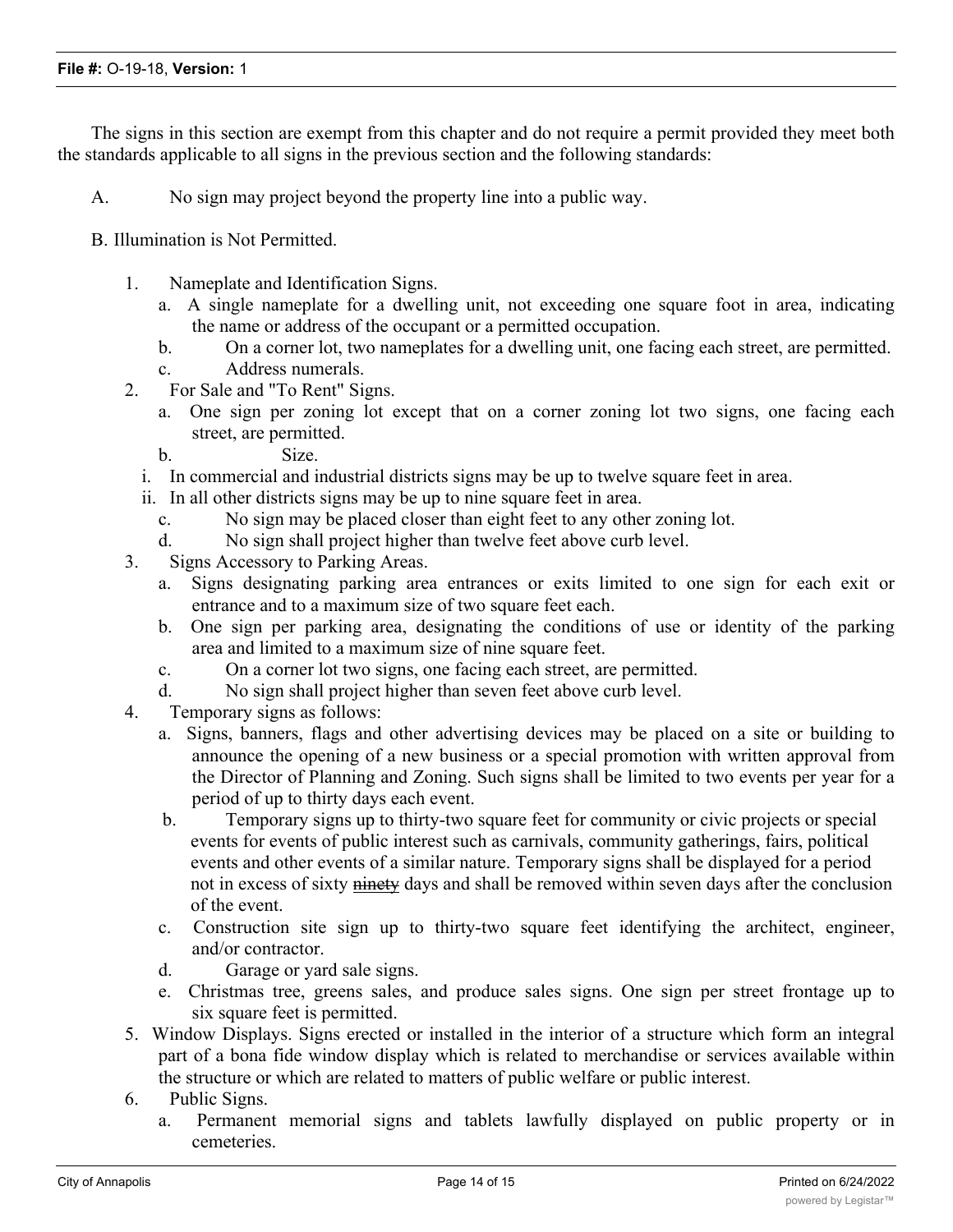The signs in this section are exempt from this chapter and do not require a permit provided they meet both the standards applicable to all signs in the previous section and the following standards:

A. No sign may project beyond the property line into a public way.

B. Illumination is Not Permitted.

1. Nameplate and Identification Signs.
    a. A single nameplate for a dwelling unit, not exceeding one square foot in area, indicating the name or address of the occupant or a permitted occupation.
    b. On a corner lot, two nameplates for a dwelling unit, one facing each street, are permitted.
    c. Address numerals.
2. For Sale and "To Rent" Signs.
    a. One sign per zoning lot except that on a corner zoning lot two signs, one facing each street, are permitted.
    b. Size.
        i. In commercial and industrial districts signs may be up to twelve square feet in area.
        ii. In all other districts signs may be up to nine square feet in area.
    c. No sign may be placed closer than eight feet to any other zoning lot.
    d. No sign shall project higher than twelve feet above curb level.
3. Signs Accessory to Parking Areas.
    a. Signs designating parking area entrances or exits limited to one sign for each exit or entrance and to a maximum size of two square feet each.
    b. One sign per parking area, designating the conditions of use or identity of the parking area and limited to a maximum size of nine square feet.
    c. On a corner lot two signs, one facing each street, are permitted.
    d. No sign shall project higher than seven feet above curb level.
4. Temporary signs as follows:
    a. Signs, banners, flags and other advertising devices may be placed on a site or building to announce the opening of a new business or a special promotion with written approval from the Director of Planning and Zoning. Such signs shall be limited to two events per year for a period of up to thirty days each event.
    b. Temporary signs up to thirty-two square feet for community or civic projects or special events for events of public interest such as carnivals, community gatherings, fairs, political events and other events of a similar nature. Temporary signs shall be displayed for a period not in excess of sixty ~~ninety~~ days and shall be removed within seven days after the conclusion of the event.
    c. Construction site sign up to thirty-two square feet identifying the architect, engineer, and/or contractor.
    d. Garage or yard sale signs.
    e. Christmas tree, greens sales, and produce sales signs. One sign per street frontage up to six square feet is permitted.
5. Window Displays. Signs erected or installed in the interior of a structure which form an integral part of a bona fide window display which is related to merchandise or services available within the structure or which are related to matters of public welfare or public interest.
6. Public Signs.
    a. Permanent memorial signs and tablets lawfully displayed on public property or in cemeteries.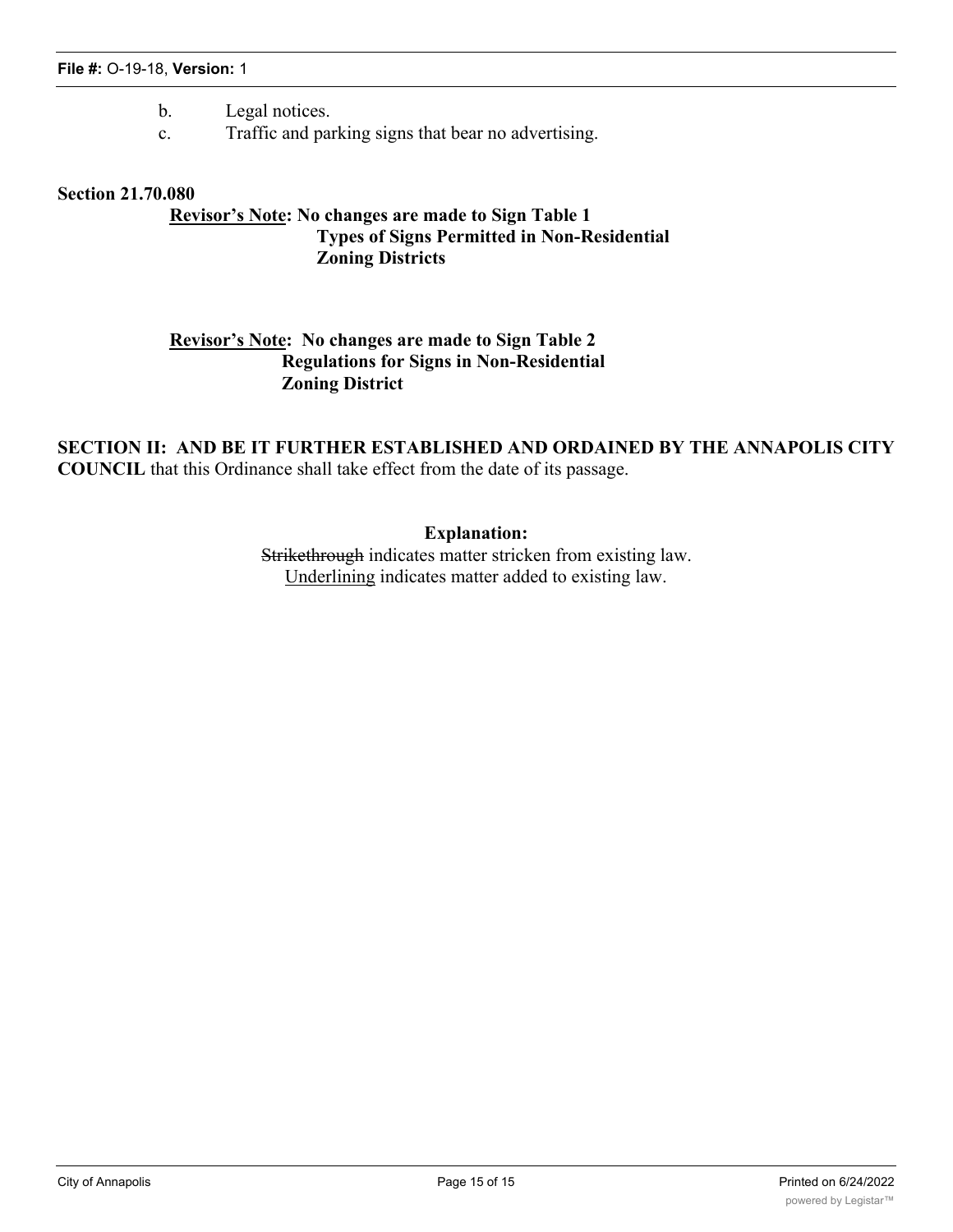b. Legal notices.

c. Traffic and parking signs that bear no advertising.

**Section 21.70.080**

**Revisor's Note: No changes are made to Sign Table 1 Types of Signs Permitted in Non-Residential Zoning Districts**

**Revisor's Note: No changes are made to Sign Table 2 Regulations for Signs in Non-Residential Zoning District**

**SECTION II: AND BE IT FURTHER ESTABLISHED AND ORDAINED BY THE ANNAPOLIS CITY COUNCIL** that this Ordinance shall take effect from the date of its passage.

**Explanation:**

~~Strikethrough~~ indicates matter stricken from existing law.

Underlining indicates matter added to existing law.